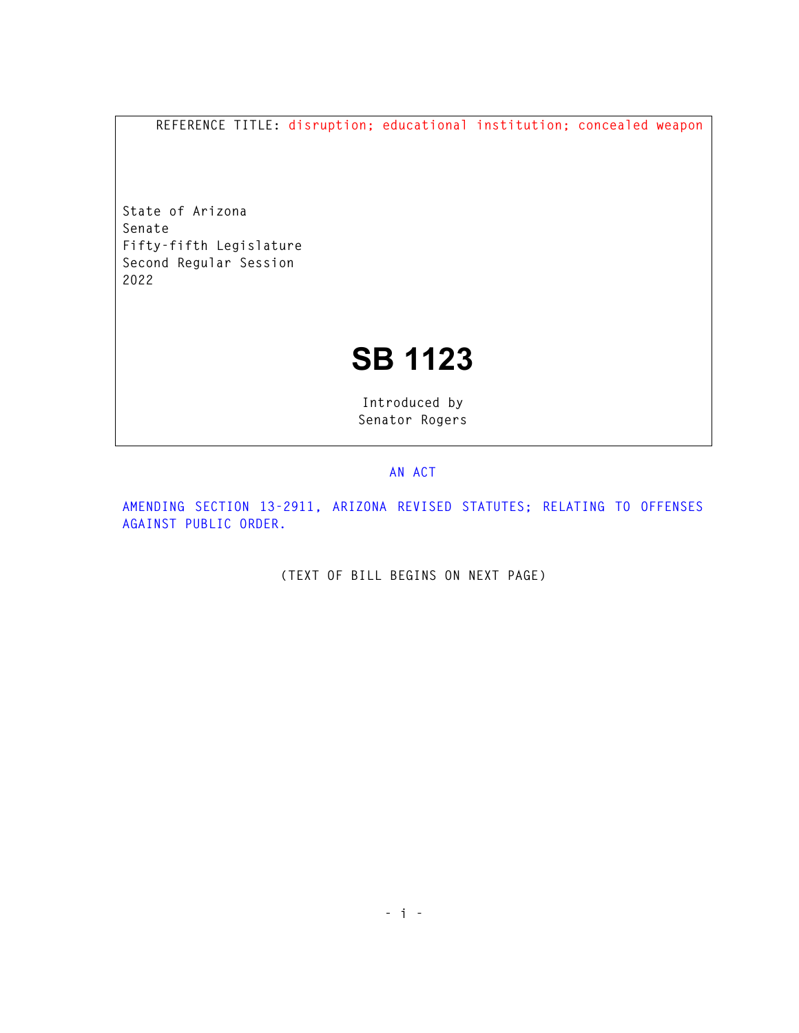REFERENCE TITLE: disruption; educational institution; concealed weapon

State of Arizona
Senate
Fifty-fifth Legislature
Second Regular Session
2022

# SB 1123

Introduced by
Senator Rogers

AN ACT

AMENDING SECTION 13-2911, ARIZONA REVISED STATUTES; RELATING TO OFFENSES AGAINST PUBLIC ORDER.

(TEXT OF BILL BEGINS ON NEXT PAGE)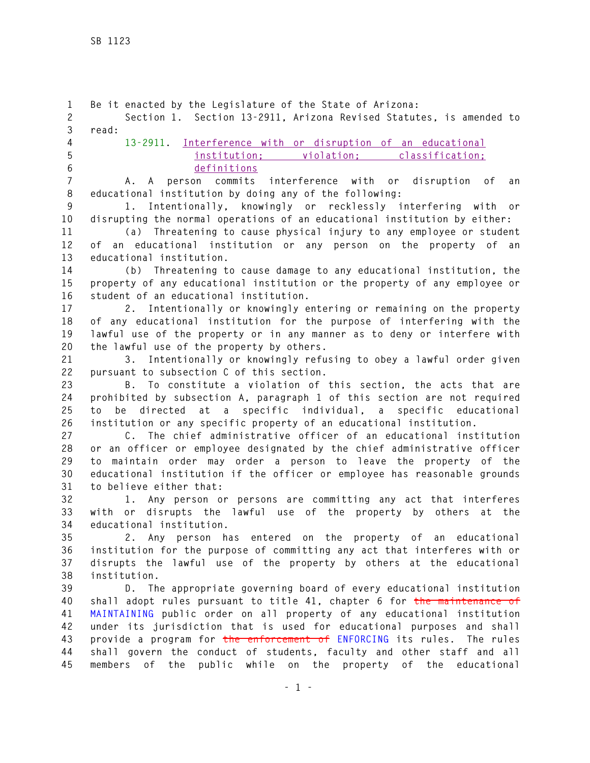Be it enacted by the Legislature of the State of Arizona:

Section 1. Section 13-2911, Arizona Revised Statutes, is amended to read:

13-2911. Interference with or disruption of an educational institution; violation; classification; definitions

A. A person commits interference with or disruption of an educational institution by doing any of the following:

1. Intentionally, knowingly or recklessly interfering with or disrupting the normal operations of an educational institution by either:

(a) Threatening to cause physical injury to any employee or student of an educational institution or any person on the property of an educational institution.

(b) Threatening to cause damage to any educational institution, the property of any educational institution or the property of any employee or student of an educational institution.

2. Intentionally or knowingly entering or remaining on the property of any educational institution for the purpose of interfering with the lawful use of the property or in any manner as to deny or interfere with the lawful use of the property by others.

3. Intentionally or knowingly refusing to obey a lawful order given pursuant to subsection C of this section.

B. To constitute a violation of this section, the acts that are prohibited by subsection A, paragraph 1 of this section are not required to be directed at a specific individual, a specific educational institution or any specific property of an educational institution.

C. The chief administrative officer of an educational institution or an officer or employee designated by the chief administrative officer to maintain order may order a person to leave the property of the educational institution if the officer or employee has reasonable grounds to believe either that:

1. Any person or persons are committing any act that interferes with or disrupts the lawful use of the property by others at the educational institution.

2. Any person has entered on the property of an educational institution for the purpose of committing any act that interferes with or disrupts the lawful use of the property by others at the educational institution.

D. The appropriate governing board of every educational institution shall adopt rules pursuant to title 41, chapter 6 for ~~the maintenance of~~ MAINTAINING public order on all property of any educational institution under its jurisdiction that is used for educational purposes and shall provide a program for ~~the enforcement of~~ ENFORCING its rules. The rules shall govern the conduct of students, faculty and other staff and all members of the public while on the property of the educational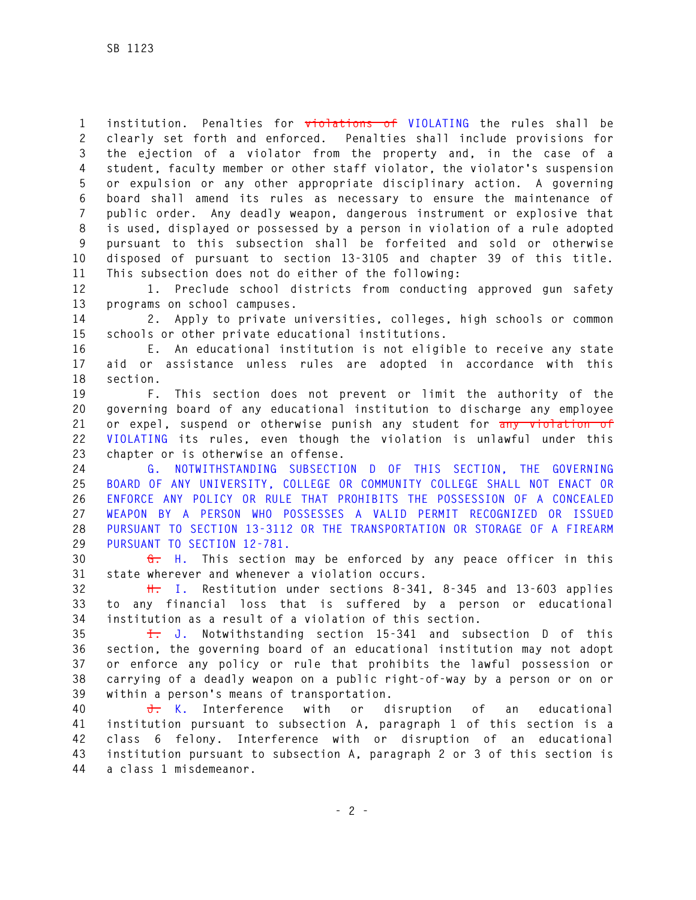institution. Penalties for ~~violations of~~ VIOLATING the rules shall be clearly set forth and enforced. Penalties shall include provisions for the ejection of a violator from the property and, in the case of a student, faculty member or other staff violator, the violator's suspension or expulsion or any other appropriate disciplinary action. A governing board shall amend its rules as necessary to ensure the maintenance of public order. Any deadly weapon, dangerous instrument or explosive that is used, displayed or possessed by a person in violation of a rule adopted pursuant to this subsection shall be forfeited and sold or otherwise disposed of pursuant to section 13-3105 and chapter 39 of this title. This subsection does not do either of the following:

1. Preclude school districts from conducting approved gun safety programs on school campuses.

2. Apply to private universities, colleges, high schools or common schools or other private educational institutions.

E. An educational institution is not eligible to receive any state aid or assistance unless rules are adopted in accordance with this section.

F. This section does not prevent or limit the authority of the governing board of any educational institution to discharge any employee or expel, suspend or otherwise punish any student for ~~any violation of~~ VIOLATING its rules, even though the violation is unlawful under this chapter or is otherwise an offense.

G. NOTWITHSTANDING SUBSECTION D OF THIS SECTION, THE GOVERNING BOARD OF ANY UNIVERSITY, COLLEGE OR COMMUNITY COLLEGE SHALL NOT ENACT OR ENFORCE ANY POLICY OR RULE THAT PROHIBITS THE POSSESSION OF A CONCEALED WEAPON BY A PERSON WHO POSSESSES A VALID PERMIT RECOGNIZED OR ISSUED PURSUANT TO SECTION 13-3112 OR THE TRANSPORTATION OR STORAGE OF A FIREARM PURSUANT TO SECTION 12-781.

~~G.~~ H. This section may be enforced by any peace officer in this state wherever and whenever a violation occurs.

~~H.~~ I. Restitution under sections 8-341, 8-345 and 13-603 applies to any financial loss that is suffered by a person or educational institution as a result of a violation of this section.

~~I.~~ J. Notwithstanding section 15-341 and subsection D of this section, the governing board of an educational institution may not adopt or enforce any policy or rule that prohibits the lawful possession or carrying of a deadly weapon on a public right-of-way by a person or on or within a person's means of transportation.

~~J.~~ K. Interference with or disruption of an educational institution pursuant to subsection A, paragraph 1 of this section is a class 6 felony. Interference with or disruption of an educational institution pursuant to subsection A, paragraph 2 or 3 of this section is a class 1 misdemeanor.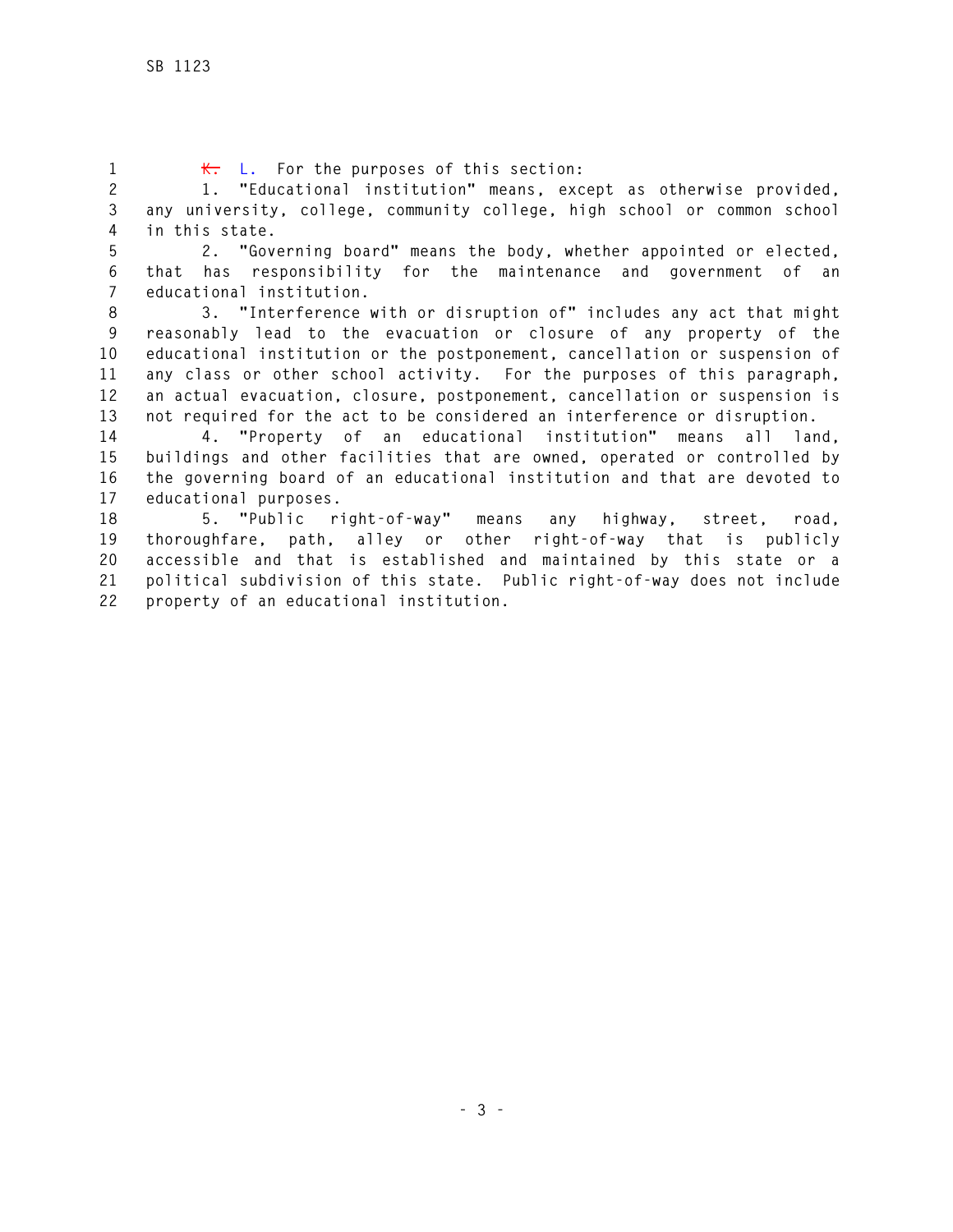~~K.~~ L. For the purposes of this section:

1. "Educational institution" means, except as otherwise provided, any university, college, community college, high school or common school in this state.

2. "Governing board" means the body, whether appointed or elected, that has responsibility for the maintenance and government of an educational institution.

3. "Interference with or disruption of" includes any act that might reasonably lead to the evacuation or closure of any property of the educational institution or the postponement, cancellation or suspension of any class or other school activity. For the purposes of this paragraph, an actual evacuation, closure, postponement, cancellation or suspension is not required for the act to be considered an interference or disruption.

4. "Property of an educational institution" means all land, buildings and other facilities that are owned, operated or controlled by the governing board of an educational institution and that are devoted to educational purposes.

5. "Public right-of-way" means any highway, street, road, thoroughfare, path, alley or other right-of-way that is publicly accessible and that is established and maintained by this state or a political subdivision of this state. Public right-of-way does not include property of an educational institution.